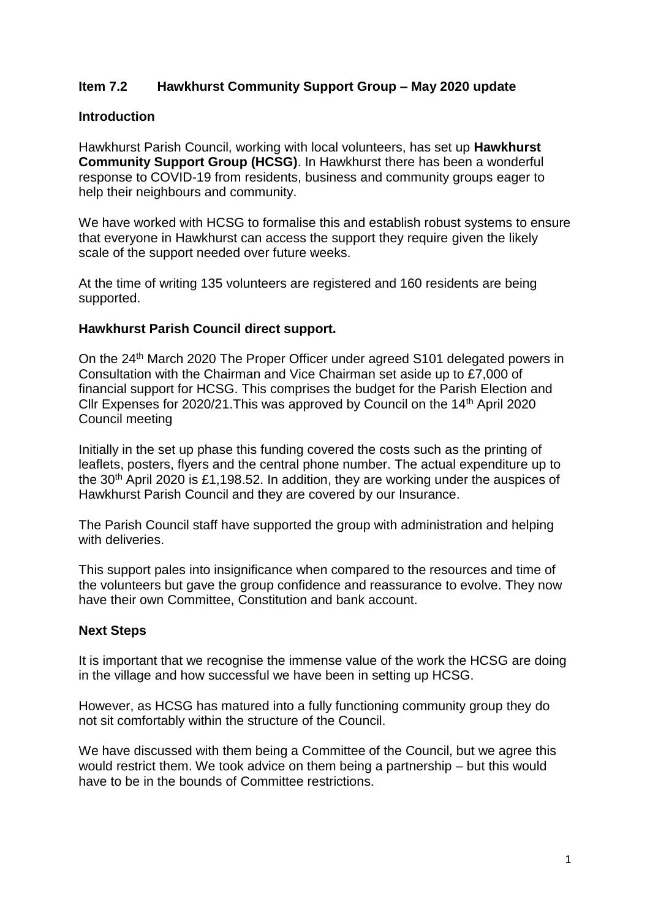## Item 7.2 Hawkhurst Community Support Group – May 2020 update

### Introduction

Hawkhurst Parish Council, working with local volunteers, has set up **Hawkhurst Community Support Group (HCSG)**. In Hawkhurst there has been a wonderful response to COVID-19 from residents, business and community groups eager to help their neighbours and community.

We have worked with HCSG to formalise this and establish robust systems to ensure that everyone in Hawkhurst can access the support they require given the likely scale of the support needed over future weeks.

At the time of writing 135 volunteers are registered and 160 residents are being supported.

### Hawkhurst Parish Council direct support.

On the 24th March 2020 The Proper Officer under agreed S101 delegated powers in Consultation with the Chairman and Vice Chairman set aside up to £7,000 of financial support for HCSG. This comprises the budget for the Parish Election and Cllr Expenses for 2020/21.This was approved by Council on the 14th April 2020 Council meeting

Initially in the set up phase this funding covered the costs such as the printing of leaflets, posters, flyers and the central phone number. The actual expenditure up to the 30th April 2020 is £1,198.52. In addition, they are working under the auspices of Hawkhurst Parish Council and they are covered by our Insurance.

The Parish Council staff have supported the group with administration and helping with deliveries.

This support pales into insignificance when compared to the resources and time of the volunteers but gave the group confidence and reassurance to evolve. They now have their own Committee, Constitution and bank account.

### Next Steps

It is important that we recognise the immense value of the work the HCSG are doing in the village and how successful we have been in setting up HCSG.

However, as HCSG has matured into a fully functioning community group they do not sit comfortably within the structure of the Council.

We have discussed with them being a Committee of the Council, but we agree this would restrict them. We took advice on them being a partnership – but this would have to be in the bounds of Committee restrictions.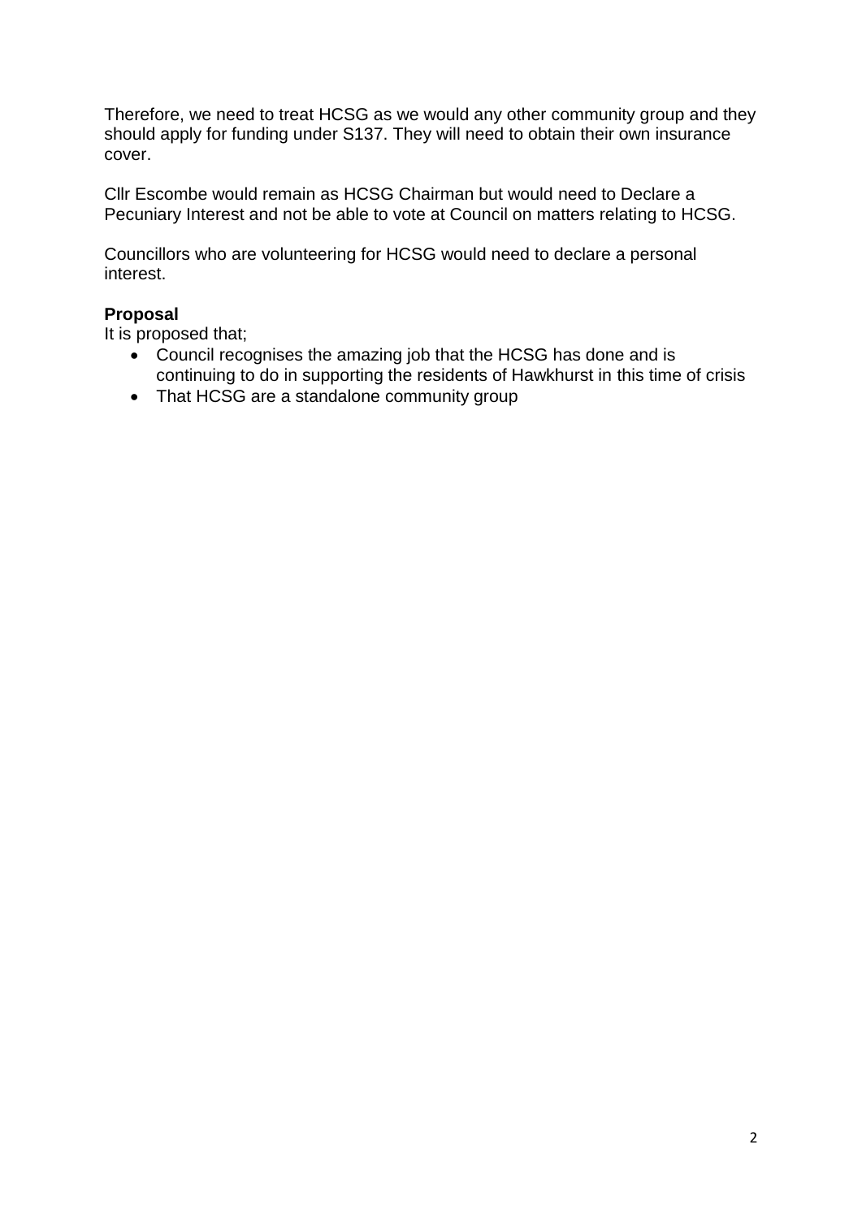Therefore, we need to treat HCSG as we would any other community group and they should apply for funding under S137. They will need to obtain their own insurance cover.

Cllr Escombe would remain as HCSG Chairman but would need to Declare a Pecuniary Interest and not be able to vote at Council on matters relating to HCSG.

Councillors who are volunteering for HCSG would need to declare a personal interest.

**Proposal**

It is proposed that;

- Council recognises the amazing job that the HCSG has done and is continuing to do in supporting the residents of Hawkhurst in this time of crisis
- That HCSG are a standalone community group